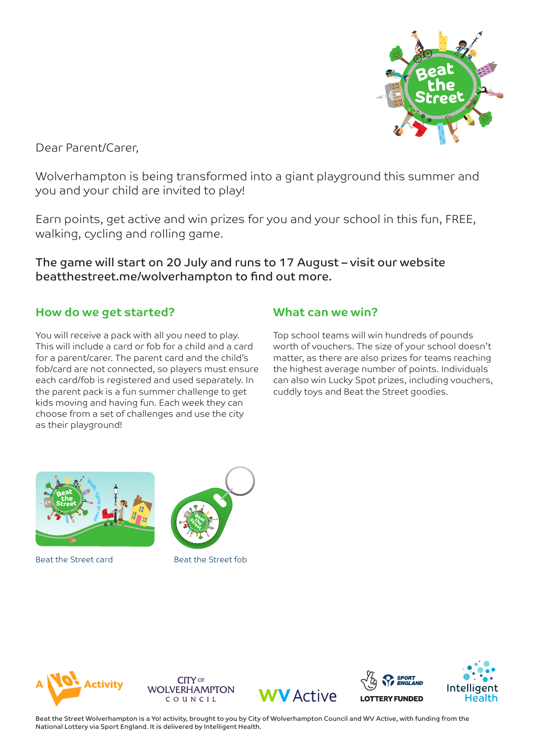Dear Parent/Carer,

Wolverhampton is being transformed into a giant playground this summer and you and your child are invited to play!

Earn points, get active and win prizes for you and your school in this fun, FREE, walking, cycling and rolling game.

**The game will start on 20 July and runs to 17 August – visit our website beatthestreet.me/wolverhampton to find out more.**

## How do we get started?

You will receive a pack with all you need to play. This will include a card or fob for a child and a card for a parent/carer. The parent card and the child's fob/card are not connected, so players must ensure each card/fob is registered and used separately. In the parent pack is a fun summer challenge to get kids moving and having fun. Each week they can choose from a set of challenges and use the city as their playground!

## What can we win?

Top school teams will win hundreds of pounds worth of vouchers. The size of your school doesn't matter, as there are also prizes for teams reaching the highest average number of points. Individuals can also win Lucky Spot prizes, including vouchers, cuddly toys and Beat the Street goodies.

Beat the Street card

Beat the Street fob

Beat the Street Wolverhampton is a Yo! activity, brought to you by City of Wolverhampton Council and WV Active, with funding from the National Lottery via Sport England. It is delivered by Intelligent Health.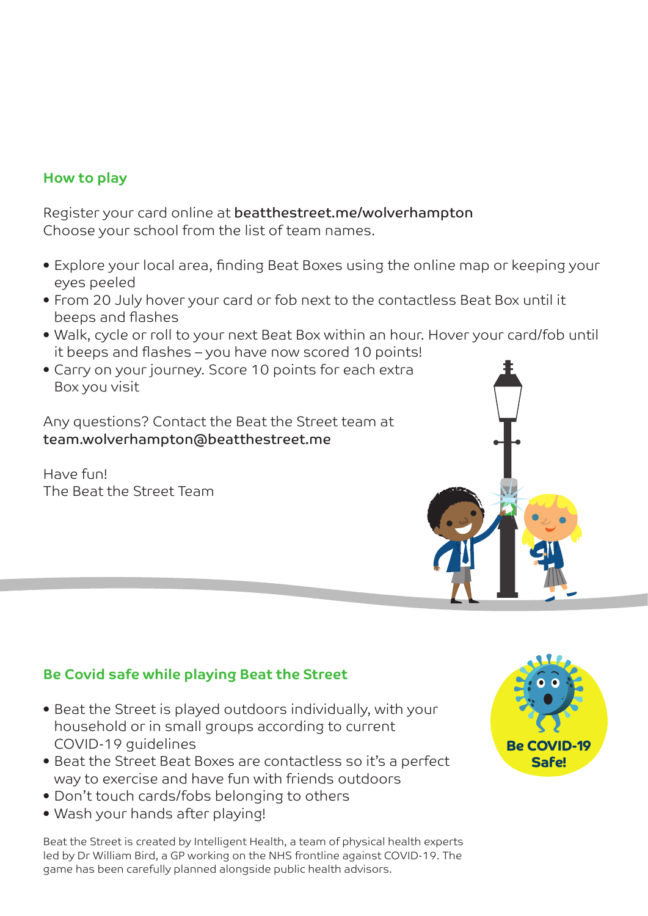## How to play

Register your card online at **beatthestreet.me/wolverhampton**
Choose your school from the list of team names.

- Explore your local area, finding Beat Boxes using the online map or keeping your eyes peeled
- From 20 July hover your card or fob next to the contactless Beat Box until it beeps and flashes
- Walk, cycle or roll to your next Beat Box within an hour. Hover your card/fob until it beeps and flashes – you have now scored 10 points!
- Carry on your journey. Score 10 points for each extra Box you visit

Any questions? Contact the Beat the Street team at
**team.wolverhampton@beatthestreet.me**

Have fun!
The Beat the Street Team

## Be Covid safe while playing Beat the Street

- Beat the Street is played outdoors individually, with your household or in small groups according to current COVID-19 guidelines
- Beat the Street Beat Boxes are contactless so it's a perfect way to exercise and have fun with friends outdoors
- Don't touch cards/fobs belonging to others
- Wash your hands after playing!

**Be COVID-19 Safe!**

Beat the Street is created by Intelligent Health, a team of physical health experts led by Dr William Bird, a GP working on the NHS frontline against COVID-19. The game has been carefully planned alongside public health advisors.